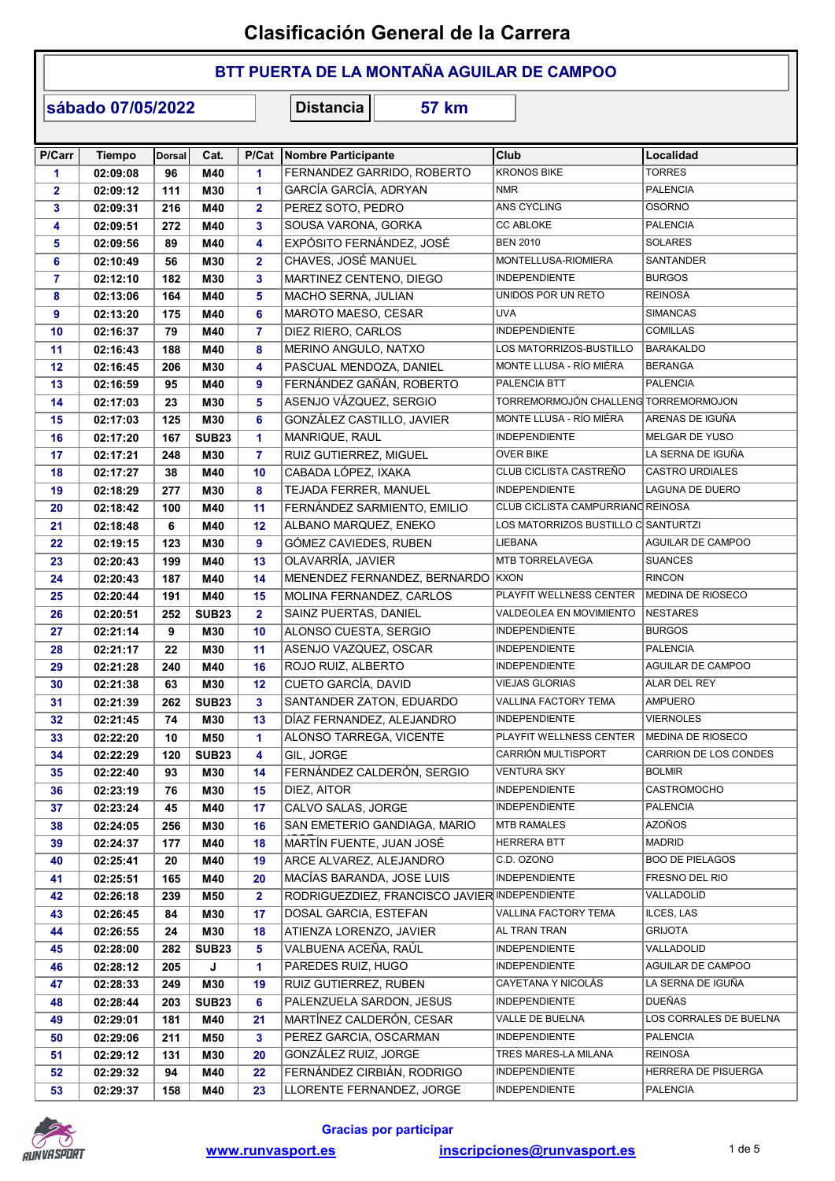# Clasificación General de la Carrera

## BTT PUERTA DE LA MONTAÑA AGUILAR DE CAMPOO

**sábado 07/05/2022** **Distancia** **57 km**

| P/Carr | Tiempo | Dorsal | Cat. | P/Cat | Nombre Participante | Club | Localidad |
|---|---|---|---|---|---|---|---|
| 1 | 02:09:08 | 96 | M40 | 1 | FERNANDEZ GARRIDO, ROBERTO | KRONOS BIKE | TORRES |
| 2 | 02:09:12 | 111 | M30 | 1 | GARCÍA GARCÍA, ADRYAN | NMR | PALENCIA |
| 3 | 02:09:31 | 216 | M40 | 2 | PEREZ SOTO, PEDRO | ANS CYCLING | OSORNO |
| 4 | 02:09:51 | 272 | M40 | 3 | SOUSA VARONA, GORKA | CC ABLOKE | PALENCIA |
| 5 | 02:09:56 | 89 | M40 | 4 | EXPÓSITO FERNÁNDEZ, JOSÉ | BEN 2010 | SOLARES |
| 6 | 02:10:49 | 56 | M30 | 2 | CHAVES, JOSÉ MANUEL | MONTELLUSA-RIOMIERA | SANTANDER |
| 7 | 02:12:10 | 182 | M30 | 3 | MARTINEZ CENTENO, DIEGO | INDEPENDIENTE | BURGOS |
| 8 | 02:13:06 | 164 | M40 | 5 | MACHO SERNA, JULIAN | UNIDOS POR UN RETO | REINOSA |
| 9 | 02:13:20 | 175 | M40 | 6 | MAROTO MAESO, CESAR | UVA | SIMANCAS |
| 10 | 02:16:37 | 79 | M40 | 7 | DIEZ RIERO, CARLOS | INDEPENDIENTE | COMILLAS |
| 11 | 02:16:43 | 188 | M40 | 8 | MERINO ANGULO, NATXO | LOS MATORRIZOS-BUSTILLO | BARAKALDO |
| 12 | 02:16:45 | 206 | M30 | 4 | PASCUAL MENDOZA, DANIEL | MONTE LLUSA - RÍO MIÉRA | BERANGA |
| 13 | 02:16:59 | 95 | M40 | 9 | FERNÁNDEZ GAÑÁN, ROBERTO | PALENCIA BTT | PALENCIA |
| 14 | 02:17:03 | 23 | M30 | 5 | ASENJO VÁZQUEZ, SERGIO | TORREMORMOJÓN CHALLENG | TORREMORMOJON |
| 15 | 02:17:03 | 125 | M30 | 6 | GONZÁLEZ CASTILLO, JAVIER | MONTE LLUSA - RÍO MIÉRA | ARENAS DE IGUÑA |
| 16 | 02:17:20 | 167 | SUB23 | 1 | MANRIQUE, RAUL | INDEPENDIENTE | MELGAR DE YUSO |
| 17 | 02:17:21 | 248 | M30 | 7 | RUIZ GUTIERREZ, MIGUEL | OVER BIKE | LA SERNA DE IGUÑA |
| 18 | 02:17:27 | 38 | M40 | 10 | CABADA LÓPEZ, IXAKA | CLUB CICLISTA CASTREÑO | CASTRO URDIALES |
| 19 | 02:18:29 | 277 | M30 | 8 | TEJADA FERRER, MANUEL | INDEPENDIENTE | LAGUNA DE DUERO |
| 20 | 02:18:42 | 100 | M40 | 11 | FERNÁNDEZ SARMIENTO, EMILIO | CLUB CICLISTA CAMPURRIANO | REINOSA |
| 21 | 02:18:48 | 6 | M40 | 12 | ALBANO MARQUEZ, ENEKO | LOS MATORRIZOS BUSTILLO C | SANTURTZI |
| 22 | 02:19:15 | 123 | M30 | 9 | GÓMEZ CAVIEDES, RUBEN | LIEBANA | AGUILAR DE CAMPOO |
| 23 | 02:20:43 | 199 | M40 | 13 | OLAVARRÍA, JAVIER | MTB TORRELAVEGA | SUANCES |
| 24 | 02:20:43 | 187 | M40 | 14 | MENENDEZ FERNANDEZ, BERNARDO | KXON | RINCON |
| 25 | 02:20:44 | 191 | M40 | 15 | MOLINA FERNANDEZ, CARLOS | PLAYFIT WELLNESS CENTER | MEDINA DE RIOSECO |
| 26 | 02:20:51 | 252 | SUB23 | 2 | SAINZ PUERTAS, DANIEL | VALDEOLEA EN MOVIMIENTO | NESTARES |
| 27 | 02:21:14 | 9 | M30 | 10 | ALONSO CUESTA, SERGIO | INDEPENDIENTE | BURGOS |
| 28 | 02:21:17 | 22 | M30 | 11 | ASENJO VAZQUEZ, OSCAR | INDEPENDIENTE | PALENCIA |
| 29 | 02:21:28 | 240 | M40 | 16 | ROJO RUIZ, ALBERTO | INDEPENDIENTE | AGUILAR DE CAMPOO |
| 30 | 02:21:38 | 63 | M30 | 12 | CUETO GARCÍA, DAVID | VIEJAS GLORIAS | ALAR DEL REY |
| 31 | 02:21:39 | 262 | SUB23 | 3 | SANTANDER ZATON, EDUARDO | VALLINA FACTORY TEMA | AMPUERO |
| 32 | 02:21:45 | 74 | M30 | 13 | DÍAZ FERNANDEZ, ALEJANDRO | INDEPENDIENTE | VIERNOLES |
| 33 | 02:22:20 | 10 | M50 | 1 | ALONSO TARREGA, VICENTE | PLAYFIT WELLNESS CENTER | MEDINA DE RIOSECO |
| 34 | 02:22:29 | 120 | SUB23 | 4 | GIL, JORGE | CARRIÓN MULTISPORT | CARRION DE LOS CONDES |
| 35 | 02:22:40 | 93 | M30 | 14 | FERNÁNDEZ CALDERÓN, SERGIO | VENTURA SKY | BOLMIR |
| 36 | 02:23:19 | 76 | M30 | 15 | DIEZ, AITOR | INDEPENDIENTE | CASTROMOCHO |
| 37 | 02:23:24 | 45 | M40 | 17 | CALVO SALAS, JORGE | INDEPENDIENTE | PALENCIA |
| 38 | 02:24:05 | 256 | M30 | 16 | SAN EMETERIO GANDIAGA, MARIO | MTB RAMALES | AZOÑOS |
| 39 | 02:24:37 | 177 | M40 | 18 | MARTÍN FUENTE, JUAN JOSÉ | HERRERA BTT | MADRID |
| 40 | 02:25:41 | 20 | M40 | 19 | ARCE ALVAREZ, ALEJANDRO | C.D. OZONO | BOO DE PIELAGOS |
| 41 | 02:25:51 | 165 | M40 | 20 | MACÍAS BARANDA, JOSE LUIS | INDEPENDIENTE | FRESNO DEL RIO |
| 42 | 02:26:18 | 239 | M50 | 2 | RODRIGUEZDIEZ, FRANCISCO JAVIER | INDEPENDIENTE | VALLADOLID |
| 43 | 02:26:45 | 84 | M30 | 17 | DOSAL GARCIA, ESTEFAN | VALLINA FACTORY TEMA | ILCES, LAS |
| 44 | 02:26:55 | 24 | M30 | 18 | ATIENZA LORENZO, JAVIER | AL TRAN TRAN | GRIJOTA |
| 45 | 02:28:00 | 282 | SUB23 | 5 | VALBUENA ACEÑA, RAÚL | INDEPENDIENTE | VALLADOLID |
| 46 | 02:28:12 | 205 | J | 1 | PAREDES RUIZ, HUGO | INDEPENDIENTE | AGUILAR DE CAMPOO |
| 47 | 02:28:33 | 249 | M30 | 19 | RUIZ GUTIERREZ, RUBEN | CAYETANA Y NICOLÁS | LA SERNA DE IGUÑA |
| 48 | 02:28:44 | 203 | SUB23 | 6 | PALENZUELA SARDON, JESUS | INDEPENDIENTE | DUEÑAS |
| 49 | 02:29:01 | 181 | M40 | 21 | MARTÍNEZ CALDERÓN, CESAR | VALLE DE BUELNA | LOS CORRALES DE BUELNA |
| 50 | 02:29:06 | 211 | M50 | 3 | PEREZ GARCIA, OSCARMAN | INDEPENDIENTE | PALENCIA |
| 51 | 02:29:12 | 131 | M30 | 20 | GONZÁLEZ RUIZ, JORGE | TRES MARES-LA MILANA | REINOSA |
| 52 | 02:29:32 | 94 | M40 | 22 | FERNÁNDEZ CIRBIÁN, RODRIGO | INDEPENDIENTE | HERRERA DE PISUERGA |
| 53 | 02:29:37 | 158 | M40 | 23 | LLORENTE FERNANDEZ, JORGE | INDEPENDIENTE | PALENCIA |

**Gracias por participar**

www.runvasport.es inscripciones@runvasport.es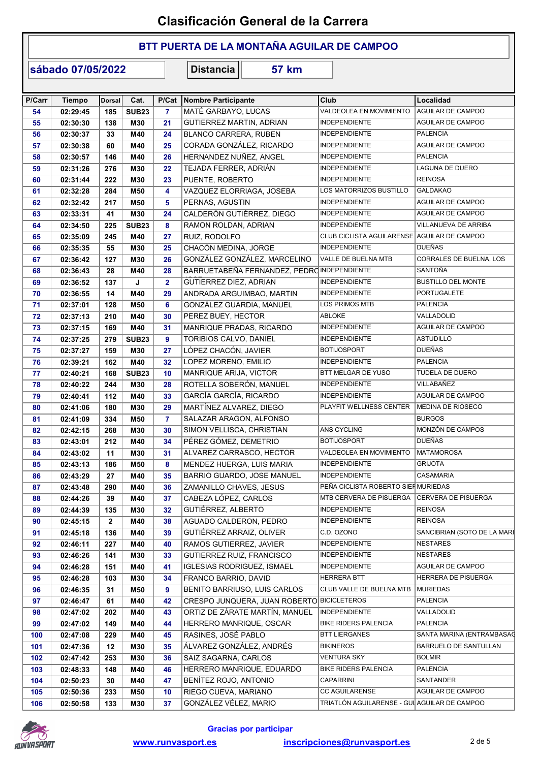# Clasificación General de la Carrera

## BTT PUERTA DE LA MONTAÑA AGUILAR DE CAMPOO

**sábado 07/05/2022** | **Distancia** | **57 km**

| P/Carr | Tiempo | Dorsal | Cat. | P/Cat | Nombre Participante | Club | Localidad |
|---|---|---|---|---|---|---|---|
| 54 | 02:29:45 | 185 | SUB23 | 7 | MATÉ GARBAYO, LUCAS | VALDEOLEA EN MOVIMIENTO | AGUILAR DE CAMPOO |
| 55 | 02:30:30 | 138 | M30 | 21 | GUTIERREZ MARTIN, ADRIAN | INDEPENDIENTE | AGUILAR DE CAMPOO |
| 56 | 02:30:37 | 33 | M40 | 24 | BLANCO CARRERA, RUBEN | INDEPENDIENTE | PALENCIA |
| 57 | 02:30:38 | 60 | M40 | 25 | CORADA GONZÁLEZ, RICARDO | INDEPENDIENTE | AGUILAR DE CAMPOO |
| 58 | 02:30:57 | 146 | M40 | 26 | HERNANDEZ NUÑEZ, ANGEL | INDEPENDIENTE | PALENCIA |
| 59 | 02:31:26 | 276 | M30 | 22 | TEJADA FERRER, ADRIÁN | INDEPENDIENTE | LAGUNA DE DUERO |
| 60 | 02:31:44 | 222 | M30 | 23 | PUENTE, ROBERTO | INDEPENDIENTE | REINOSA |
| 61 | 02:32:28 | 284 | M50 | 4 | VAZQUEZ ELORRIAGA, JOSEBA | LOS MATORRIZOS BUSTILLO | GALDAKAO |
| 62 | 02:32:42 | 217 | M50 | 5 | PERNAS, AGUSTIN | INDEPENDIENTE | AGUILAR DE CAMPOO |
| 63 | 02:33:31 | 41 | M30 | 24 | CALDERÓN GUTIÉRREZ, DIEGO | INDEPENDIENTE | AGUILAR DE CAMPOO |
| 64 | 02:34:50 | 225 | SUB23 | 8 | RAMON ROLDAN, ADRIAN | INDEPENDIENTE | VILLANUEVA DE ARRIBA |
| 65 | 02:35:09 | 245 | M40 | 27 | RUIZ, RODOLFO | CLUB CICLISTA AGUILARENSE | AGUILAR DE CAMPOO |
| 66 | 02:35:35 | 55 | M30 | 25 | CHACÓN MEDINA, JORGE | INDEPENDIENTE | DUEÑAS |
| 67 | 02:36:42 | 127 | M30 | 26 | GONZÁLEZ GONZÁLEZ, MARCELINO | VALLE DE BUELNA MTB | CORRALES DE BUELNA, LOS |
| 68 | 02:36:43 | 28 | M40 | 28 | BARRUETABEÑA FERNANDEZ, PEDRO | INDEPENDIENTE | SANTOÑA |
| 69 | 02:36:52 | 137 | J | 2 | GUTIERREZ DIEZ, ADRIAN | INDEPENDIENTE | BUSTILLO DEL MONTE |
| 70 | 02:36:55 | 14 | M40 | 29 | ANDRADA ARGUIMBAO, MARTIN | INDEPENDIENTE | PORTUGALETE |
| 71 | 02:37:01 | 128 | M50 | 6 | GONZÁLEZ GUARDIA, MANUEL | LOS PRIMOS MTB | PALENCIA |
| 72 | 02:37:13 | 210 | M40 | 30 | PEREZ BUEY, HECTOR | ABLOKE | VALLADOLID |
| 73 | 02:37:15 | 169 | M40 | 31 | MANRIQUE PRADAS, RICARDO | INDEPENDIENTE | AGUILAR DE CAMPOO |
| 74 | 02:37:25 | 279 | SUB23 | 9 | TORIBIOS CALVO, DANIEL | INDEPENDIENTE | ASTUDILLO |
| 75 | 02:37:27 | 159 | M30 | 27 | LÓPEZ CHACÓN, JAVIER | BOTIJOSPORT | DUEÑAS |
| 76 | 02:39:21 | 162 | M40 | 32 | LOPEZ MORENO, EMILIO | INDEPENDIENTE | PALENCIA |
| 77 | 02:40:21 | 168 | SUB23 | 10 | MANRIQUE ARIJA, VICTOR | BTT MELGAR DE YUSO | TUDELA DE DUERO |
| 78 | 02:40:22 | 244 | M30 | 28 | ROTELLA SOBERÓN, MANUEL | INDEPENDIENTE | VILLABAÑEZ |
| 79 | 02:40:41 | 112 | M40 | 33 | GARCÍA GARCÍA, RICARDO | INDEPENDIENTE | AGUILAR DE CAMPOO |
| 80 | 02:41:06 | 180 | M30 | 29 | MARTÍNEZ ALVAREZ, DIEGO | PLAYFIT WELLNESS CENTER | MEDINA DE RIOSECO |
| 81 | 02:41:09 | 334 | M50 | 7 | SALAZAR ARAGON, ALFONSO | | BURGOS |
| 82 | 02:42:15 | 268 | M30 | 30 | SIMON VELLISCA, CHRISTIAN | ANS CYCLING | MONZÓN DE CAMPOS |
| 83 | 02:43:01 | 212 | M40 | 34 | PÉREZ GÓMEZ, DEMETRIO | BOTIJOSPORT | DUEÑAS |
| 84 | 02:43:02 | 11 | M30 | 31 | ALVAREZ CARRASCO, HECTOR | VALDEOLEA EN MOVIMIENTO | MATAMOROSA |
| 85 | 02:43:13 | 186 | M50 | 8 | MENDEZ HUERGA, LUIS MARIA | INDEPENDIENTE | GRIJOTA |
| 86 | 02:43:29 | 27 | M40 | 35 | BARRIO GUARDO, JOSE MANUEL | INDEPENDIENTE | CASAMARIA |
| 87 | 02:43:48 | 290 | M40 | 36 | ZAMANILLO CHAVES, JESUS | PEÑA CICLISTA ROBERTO SIER | MURIEDAS |
| 88 | 02:44:26 | 39 | M40 | 37 | CABEZA LÓPEZ, CARLOS | MTB CERVERA DE PISUERGA | CERVERA DE PISUERGA |
| 89 | 02:44:39 | 135 | M30 | 32 | GUTIÉRREZ, ALBERTO | INDEPENDIENTE | REINOSA |
| 90 | 02:45:15 | 2 | M40 | 38 | AGUADO CALDERON, PEDRO | INDEPENDIENTE | REINOSA |
| 91 | 02:45:18 | 136 | M40 | 39 | GUTIÉRREZ ARRAIZ, OLIVER | C.D. OZONO | SANCIBRIAN (SOTO DE LA MARI |
| 92 | 02:46:11 | 227 | M40 | 40 | RAMOS GUTIERREZ, JAVIER | INDEPENDIENTE | NESTARES |
| 93 | 02:46:26 | 141 | M30 | 33 | GUTIERREZ RUIZ, FRANCISCO | INDEPENDIENTE | NESTARES |
| 94 | 02:46:28 | 151 | M40 | 41 | IGLESIAS RODRIGUEZ, ISMAEL | INDEPENDIENTE | AGUILAR DE CAMPOO |
| 95 | 02:46:28 | 103 | M30 | 34 | FRANCO BARRIO, DAVID | HERRERA BTT | HERRERA DE PISUERGA |
| 96 | 02:46:35 | 31 | M50 | 9 | BENITO BARRIUSO, LUIS CARLOS | CLUB VALLE DE BUELNA MTB | MURIEDAS |
| 97 | 02:46:47 | 61 | M40 | 42 | CRESPO JUNQUERA, JUAN ROBERTO | BICICLETEROS | PALENCIA |
| 98 | 02:47:02 | 202 | M40 | 43 | ORTIZ DE ZÁRATE MARTÍN, MANUEL | INDEPENDIENTE | VALLADOLID |
| 99 | 02:47:02 | 149 | M40 | 44 | HERRERO MANRIQUE, OSCAR | BIKE RIDERS PALENCIA | PALENCIA |
| 100 | 02:47:08 | 229 | M40 | 45 | RASINES, JOSÉ PABLO | BTT LIERGANES | SANTA MARINA (ENTRAMBASAG |
| 101 | 02:47:36 | 12 | M30 | 35 | ÁLVAREZ GONZÁLEZ, ANDRÉS | BIKINEROS | BARRUELO DE SANTULLAN |
| 102 | 02:47:42 | 253 | M30 | 36 | SAIZ SAGARNA, CARLOS | VENTURA SKY | BOLMIR |
| 103 | 02:48:33 | 148 | M40 | 46 | HERRERO MANRIQUE, EDUARDO | BIKE RIDERS PALENCIA | PALENCIA |
| 104 | 02:50:23 | 30 | M40 | 47 | BENÍTEZ ROJO, ANTONIO | CAPARRINI | SANTANDER |
| 105 | 02:50:36 | 233 | M50 | 10 | RIEGO CUEVA, MARIANO | CC AGUILARENSE | AGUILAR DE CAMPOO |
| 106 | 02:50:58 | 133 | M30 | 37 | GONZÁLEZ VÉLEZ, MARIO | TRIATLÓN AGUILARENSE - GUI | AGUILAR DE CAMPOO |

Gracias por participar

www.runvasport.es — inscripciones@runvasport.es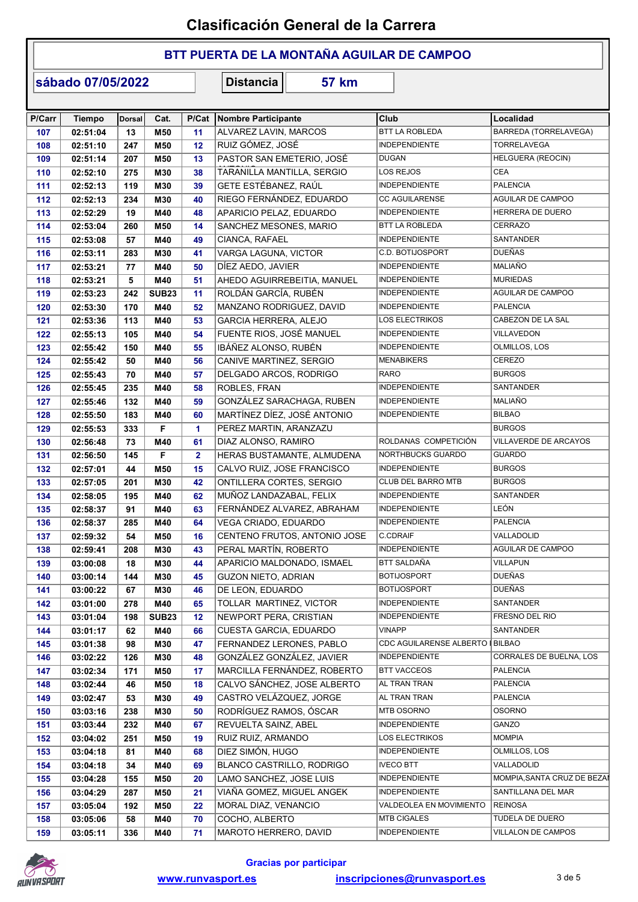# Clasificación General de la Carrera

## BTT PUERTA DE LA MONTAÑA AGUILAR DE CAMPOO

**sábado 07/05/2022** | **Distancia** | **57 km**

| P/Carr | Tiempo | Dorsal | Cat. | P/Cat | Nombre Participante | Club | Localidad |
|---|---|---|---|---|---|---|---|
| 107 | 02:51:04 | 13 | M50 | 11 | ALVAREZ LAVIN, MARCOS | BTT LA ROBLEDA | BARREDA (TORRELAVEGA) |
| 108 | 02:51:10 | 247 | M50 | 12 | RUIZ GÓMEZ, JOSÉ | INDEPENDIENTE | TORRELAVEGA |
| 109 | 02:51:14 | 207 | M50 | 13 | PASTOR SAN EMETERIO, JOSÉ | DUGAN | HELGUERA (REOCIN) |
| 110 | 02:52:10 | 275 | M30 | 38 | TARANILLA MANTILLA, SERGIO | LOS REJOS | CEA |
| 111 | 02:52:13 | 119 | M30 | 39 | GETE ESTÉBANEZ, RAÚL | INDEPENDIENTE | PALENCIA |
| 112 | 02:52:13 | 234 | M30 | 40 | RIEGO FERNÁNDEZ, EDUARDO | CC AGUILARENSE | AGUILAR DE CAMPOO |
| 113 | 02:52:29 | 19 | M40 | 48 | APARICIO PELAZ, EDUARDO | INDEPENDIENTE | HERRERA DE DUERO |
| 114 | 02:53:04 | 260 | M50 | 14 | SANCHEZ MESONES, MARIO | BTT LA ROBLEDA | CERRAZO |
| 115 | 02:53:08 | 57 | M40 | 49 | CIANCA, RAFAEL | INDEPENDIENTE | SANTANDER |
| 116 | 02:53:11 | 283 | M30 | 41 | VARGA LAGUNA, VICTOR | C.D. BOTIJOSPORT | DUEÑAS |
| 117 | 02:53:21 | 77 | M40 | 50 | DÍEZ AEDO, JAVIER | INDEPENDIENTE | MALIAÑO |
| 118 | 02:53:21 | 5 | M40 | 51 | AHEDO AGUIRREBEITIA, MANUEL | INDEPENDIENTE | MURIEDAS |
| 119 | 02:53:23 | 242 | SUB23 | 11 | ROLDÁN GARCÍA, RUBÉN | INDEPENDIENTE | AGUILAR DE CAMPOO |
| 120 | 02:53:30 | 170 | M40 | 52 | MANZANO RODRIGUEZ, DAVID | INDEPENDIENTE | PALENCIA |
| 121 | 02:53:36 | 113 | M40 | 53 | GARCIA HERRERA, ALEJO | LOS ELECTRIKOS | CABEZON DE LA SAL |
| 122 | 02:55:13 | 105 | M40 | 54 | FUENTE RIOS, JOSÉ MANUEL | INDEPENDIENTE | VILLAVEDON |
| 123 | 02:55:42 | 150 | M40 | 55 | IBÁÑEZ ALONSO, RUBÉN | INDEPENDIENTE | OLMILLOS, LOS |
| 124 | 02:55:42 | 50 | M40 | 56 | CANIVE MARTINEZ, SERGIO | MENABIKERS | CEREZO |
| 125 | 02:55:43 | 70 | M40 | 57 | DELGADO ARCOS, RODRIGO | RARO | BURGOS |
| 126 | 02:55:45 | 235 | M40 | 58 | ROBLES, FRAN | INDEPENDIENTE | SANTANDER |
| 127 | 02:55:46 | 132 | M40 | 59 | GONZÁLEZ SARACHAGA, RUBEN | INDEPENDIENTE | MALIAÑO |
| 128 | 02:55:50 | 183 | M40 | 60 | MARTÍNEZ DÍEZ, JOSÉ ANTONIO | INDEPENDIENTE | BILBAO |
| 129 | 02:55:53 | 333 | F | 1 | PEREZ MARTIN, ARANZAZU | | BURGOS |
| 130 | 02:56:48 | 73 | M40 | 61 | DIAZ ALONSO, RAMIRO | ROLDANAS COMPETICIÓN | VILLAVERDE DE ARCAYOS |
| 131 | 02:56:50 | 145 | F | 2 | HERAS BUSTAMANTE, ALMUDENA | NORTHBUCKS GUARDO | GUARDO |
| 132 | 02:57:01 | 44 | M50 | 15 | CALVO RUIZ, JOSE FRANCISCO | INDEPENDIENTE | BURGOS |
| 133 | 02:57:05 | 201 | M30 | 42 | ONTILLERA CORTES, SERGIO | CLUB DEL BARRO MTB | BURGOS |
| 134 | 02:58:05 | 195 | M40 | 62 | MUÑOZ LANDAZABAL, FELIX | INDEPENDIENTE | SANTANDER |
| 135 | 02:58:37 | 91 | M40 | 63 | FERNÁNDEZ ALVAREZ, ABRAHAM | INDEPENDIENTE | LEÓN |
| 136 | 02:58:37 | 285 | M40 | 64 | VEGA CRIADO, EDUARDO | INDEPENDIENTE | PALENCIA |
| 137 | 02:59:32 | 54 | M50 | 16 | CENTENO FRUTOS, ANTONIO JOSE | C.CDRAIF | VALLADOLID |
| 138 | 02:59:41 | 208 | M30 | 43 | PERAL MARTÍN, ROBERTO | INDEPENDIENTE | AGUILAR DE CAMPOO |
| 139 | 03:00:08 | 18 | M30 | 44 | APARICIO MALDONADO, ISMAEL | BTT SALDAÑA | VILLAPUN |
| 140 | 03:00:14 | 144 | M30 | 45 | GUZON NIETO, ADRIAN | BOTIJOSPORT | DUEÑAS |
| 141 | 03:00:22 | 67 | M30 | 46 | DE LEON, EDUARDO | BOTIJOSPORT | DUEÑAS |
| 142 | 03:01:00 | 278 | M40 | 65 | TOLLAR MARTINEZ, VICTOR | INDEPENDIENTE | SANTANDER |
| 143 | 03:01:04 | 198 | SUB23 | 12 | NEWPORT PERA, CRISTIAN | INDEPENDIENTE | FRESNO DEL RIO |
| 144 | 03:01:17 | 62 | M40 | 66 | CUESTA GARCIA, EDUARDO | VINAPP | SANTANDER |
| 145 | 03:01:38 | 98 | M30 | 47 | FERNANDEZ LERONES, PABLO | CDC AGUILARENSE ALBERTO I | BILBAO |
| 146 | 03:02:22 | 126 | M30 | 48 | GONZÁLEZ GONZÁLEZ, JAVIER | INDEPENDIENTE | CORRALES DE BUELNA, LOS |
| 147 | 03:02:34 | 171 | M50 | 17 | MARCILLA FERNÁNDEZ, ROBERTO | BTT VACCEOS | PALENCIA |
| 148 | 03:02:44 | 46 | M50 | 18 | CALVO SÁNCHEZ, JOSE ALBERTO | AL TRAN TRAN | PALENCIA |
| 149 | 03:02:47 | 53 | M30 | 49 | CASTRO VELÁZQUEZ, JORGE | AL TRAN TRAN | PALENCIA |
| 150 | 03:03:16 | 238 | M30 | 50 | RODRÍGUEZ RAMOS, ÓSCAR | MTB OSORNO | OSORNO |
| 151 | 03:03:44 | 232 | M40 | 67 | REVUELTA SAINZ, ABEL | INDEPENDIENTE | GANZO |
| 152 | 03:04:02 | 251 | M50 | 19 | RUIZ RUIZ, ARMANDO | LOS ELECTRIKOS | MOMPIA |
| 153 | 03:04:18 | 81 | M40 | 68 | DIEZ SIMÓN, HUGO | INDEPENDIENTE | OLMILLOS, LOS |
| 154 | 03:04:18 | 34 | M40 | 69 | BLANCO CASTRILLO, RODRIGO | IVECO BTT | VALLADOLID |
| 155 | 03:04:28 | 155 | M50 | 20 | LAMO SANCHEZ, JOSE LUIS | INDEPENDIENTE | MOMPIA,SANTA CRUZ DE BEZAI |
| 156 | 03:04:29 | 287 | M50 | 21 | VIAÑA GOMEZ, MIGUEL ANGEK | INDEPENDIENTE | SANTILLANA DEL MAR |
| 157 | 03:05:04 | 192 | M50 | 22 | MORAL DIAZ, VENANCIO | VALDEOLEA EN MOVIMIENTO | REINOSA |
| 158 | 03:05:06 | 58 | M40 | 70 | COCHO, ALBERTO | MTB CIGALES | TUDELA DE DUERO |
| 159 | 03:05:11 | 336 | M40 | 71 | MAROTO HERRERO, DAVID | INDEPENDIENTE | VILLALON DE CAMPOS |

Gracias por participar

www.runvasport.es | inscripciones@runvasport.es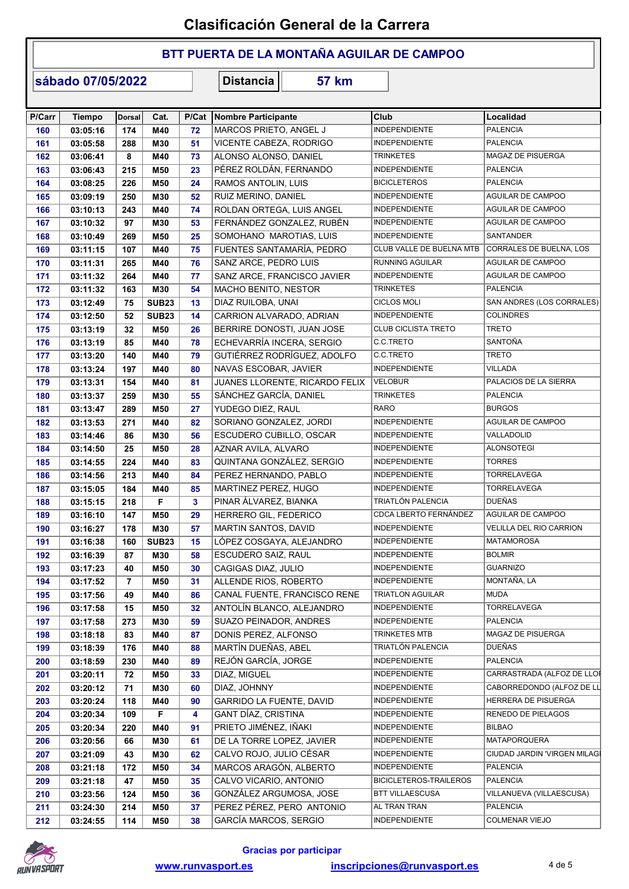# Clasificación General de la Carrera

## BTT PUERTA DE LA MONTAÑA AGUILAR DE CAMPOO

**sábado 07/05/2022** | **Distancia** | **57 km**

| P/Carr | Tiempo | Dorsal | Cat. | P/Cat | Nombre Participante | Club | Localidad |
|---|---|---|---|---|---|---|---|
| 160 | 03:05:16 | 174 | M40 | 72 | MARCOS PRIETO, ANGEL J | INDEPENDIENTE | PALENCIA |
| 161 | 03:05:58 | 288 | M30 | 51 | VICENTE CABEZA, RODRIGO | INDEPENDIENTE | PALENCIA |
| 162 | 03:06:41 | 8 | M40 | 73 | ALONSO ALONSO, DANIEL | TRINKETES | MAGAZ DE PISUERGA |
| 163 | 03:06:43 | 215 | M50 | 23 | PÉREZ ROLDÁN, FERNANDO | INDEPENDIENTE | PALENCIA |
| 164 | 03:08:25 | 226 | M50 | 24 | RAMOS ANTOLIN, LUIS | BICICLETEROS | PALENCIA |
| 165 | 03:09:19 | 250 | M30 | 52 | RUIZ MERINO, DANIEL | INDEPENDIENTE | AGUILAR DE CAMPOO |
| 166 | 03:10:13 | 243 | M40 | 74 | ROLDAN ORTEGA, LUIS ANGEL | INDEPENDIENTE | AGUILAR DE CAMPOO |
| 167 | 03:10:32 | 97 | M30 | 53 | FERNÁNDEZ GONZALEZ, RUBÉN | INDEPENDIENTE | AGUILAR DE CAMPOO |
| 168 | 03:10:49 | 269 | M50 | 25 | SOMOHANO MAROTIAS, LUIS | INDEPENDIENTE | SANTANDER |
| 169 | 03:11:15 | 107 | M40 | 75 | FUENTES SANTAMARÍA, PEDRO | CLUB VALLE DE BUELNA MTB | CORRALES DE BUELNA, LOS |
| 170 | 03:11:31 | 265 | M40 | 76 | SANZ ARCE, PEDRO LUIS | RUNNING AGUILAR | AGUILAR DE CAMPOO |
| 171 | 03:11:32 | 264 | M40 | 77 | SANZ ARCE, FRANCISCO JAVIER | INDEPENDIENTE | AGUILAR DE CAMPOO |
| 172 | 03:11:32 | 163 | M30 | 54 | MACHO BENITO, NESTOR | TRINKETES | PALENCIA |
| 173 | 03:12:49 | 75 | SUB23 | 13 | DIAZ RUILOBA, UNAI | CICLOS MOLI | SAN ANDRES (LOS CORRALES) |
| 174 | 03:12:50 | 52 | SUB23 | 14 | CARRION ALVARADO, ADRIAN | INDEPENDIENTE | COLINDRES |
| 175 | 03:13:19 | 32 | M50 | 26 | BERRIRE DONOSTI, JUAN JOSE | CLUB CICLISTA TRETO | TRETO |
| 176 | 03:13:19 | 85 | M40 | 78 | ECHEVARRÍA INCERA, SERGIO | C.C.TRETO | SANTOÑA |
| 177 | 03:13:20 | 140 | M40 | 79 | GUTIÉRREZ RODRÍGUEZ, ADOLFO | C.C.TRETO | TRETO |
| 178 | 03:13:24 | 197 | M40 | 80 | NAVAS ESCOBAR, JAVIER | INDEPENDIENTE | VILLADA |
| 179 | 03:13:31 | 154 | M40 | 81 | JUANES LLORENTE, RICARDO FELIX | VELOBUR | PALACIOS DE LA SIERRA |
| 180 | 03:13:37 | 259 | M30 | 55 | SÁNCHEZ GARCÍA, DANIEL | TRINKETES | PALENCIA |
| 181 | 03:13:47 | 289 | M50 | 27 | YUDEGO DIEZ, RAUL | RARO | BURGOS |
| 182 | 03:13:53 | 271 | M40 | 82 | SORIANO GONZALEZ, JORDI | INDEPENDIENTE | AGUILAR DE CAMPOO |
| 183 | 03:14:46 | 86 | M30 | 56 | ESCUDERO CUBILLO, OSCAR | INDEPENDIENTE | VALLADOLID |
| 184 | 03:14:50 | 25 | M50 | 28 | AZNAR AVILA, ALVARO | INDEPENDIENTE | ALONSOTEGI |
| 185 | 03:14:55 | 224 | M40 | 83 | QUINTANA GONZÁLEZ, SERGIO | INDEPENDIENTE | TORRES |
| 186 | 03:14:56 | 213 | M40 | 84 | PEREZ HERNANDO, PABLO | INDEPENDIENTE | TORRELAVEGA |
| 187 | 03:15:05 | 184 | M40 | 85 | MARTINEZ PEREZ, HUGO | INDEPENDIENTE | TORRELAVEGA |
| 188 | 03:15:15 | 218 | F | 3 | PINAR ÁLVAREZ, BIANKA | TRIATLÓN PALENCIA | DUEÑAS |
| 189 | 03:16:10 | 147 | M50 | 29 | HERRERO GIL, FEDERICO | CDCA LBERTO FERNÁNDEZ | AGUILAR DE CAMPOO |
| 190 | 03:16:27 | 178 | M30 | 57 | MARTIN SANTOS, DAVID | INDEPENDIENTE | VELILLA DEL RIO CARRION |
| 191 | 03:16:38 | 160 | SUB23 | 15 | LÓPEZ COSGAYA, ALEJANDRO | INDEPENDIENTE | MATAMOROSA |
| 192 | 03:16:39 | 87 | M30 | 58 | ESCUDERO SAIZ, RAUL | INDEPENDIENTE | BOLMIR |
| 193 | 03:17:23 | 40 | M50 | 30 | CAGIGAS DIAZ, JULIO | INDEPENDIENTE | GUARNIZO |
| 194 | 03:17:52 | 7 | M50 | 31 | ALLENDE RIOS, ROBERTO | INDEPENDIENTE | MONTAÑA, LA |
| 195 | 03:17:56 | 49 | M40 | 86 | CANAL FUENTE, FRANCISCO RENE | TRIATLON AGUILAR | MUDA |
| 196 | 03:17:58 | 15 | M50 | 32 | ANTOLÍN BLANCO, ALEJANDRO | INDEPENDIENTE | TORRELAVEGA |
| 197 | 03:17:58 | 273 | M30 | 59 | SUAZO PEINADOR, ANDRES | INDEPENDIENTE | PALENCIA |
| 198 | 03:18:18 | 83 | M40 | 87 | DONIS PEREZ, ALFONSO | TRINKETES MTB | MAGAZ DE PISUERGA |
| 199 | 03:18:39 | 176 | M40 | 88 | MARTÍN DUEÑAS, ABEL | TRIATLÓN PALENCIA | DUEÑAS |
| 200 | 03:18:59 | 230 | M40 | 89 | REJÓN GARCÍA, JORGE | INDEPENDIENTE | PALENCIA |
| 201 | 03:20:11 | 72 | M50 | 33 | DIAZ, MIGUEL | INDEPENDIENTE | CARRASTRADA (ALFOZ DE LLOI |
| 202 | 03:20:12 | 71 | M30 | 60 | DIAZ, JOHNNY | INDEPENDIENTE | CABORREDONDO (ALFOZ DE LL |
| 203 | 03:20:24 | 118 | M40 | 90 | GARRIDO LA FUENTE, DAVID | INDEPENDIENTE | HERRERA DE PISUERGA |
| 204 | 03:20:34 | 109 | F | 4 | GANT DÍAZ, CRISTINA | INDEPENDIENTE | RENEDO DE PIELAGOS |
| 205 | 03:20:34 | 220 | M40 | 91 | PRIETO JIMÉNEZ, IÑAKI | INDEPENDIENTE | BILBAO |
| 206 | 03:20:56 | 66 | M30 | 61 | DE LA TORRE LOPEZ, JAVIER | INDEPENDIENTE | MATAPORQUERA |
| 207 | 03:21:09 | 43 | M30 | 62 | CALVO ROJO, JULIO CÉSAR | INDEPENDIENTE | CIUDAD JARDIN 'VIRGEN MILAGI |
| 208 | 03:21:18 | 172 | M50 | 34 | MARCOS ARAGÓN, ALBERTO | INDEPENDIENTE | PALENCIA |
| 209 | 03:21:18 | 47 | M50 | 35 | CALVO VICARIO, ANTONIO | BICICLETEROS-TRAILEROS | PALENCIA |
| 210 | 03:23:56 | 124 | M50 | 36 | GONZÁLEZ ARGUMOSA, JOSE | BTT VILLAESCUSA | VILLANUEVA (VILLAESCUSA) |
| 211 | 03:24:30 | 214 | M50 | 37 | PEREZ PÉREZ, PERO ANTONIO | AL TRAN TRAN | PALENCIA |
| 212 | 03:24:55 | 114 | M50 | 38 | GARCÍA MARCOS, SERGIO | INDEPENDIENTE | COLMENAR VIEJO |

**Gracias por participar**

www.runvasport.es    inscripciones@runvasport.es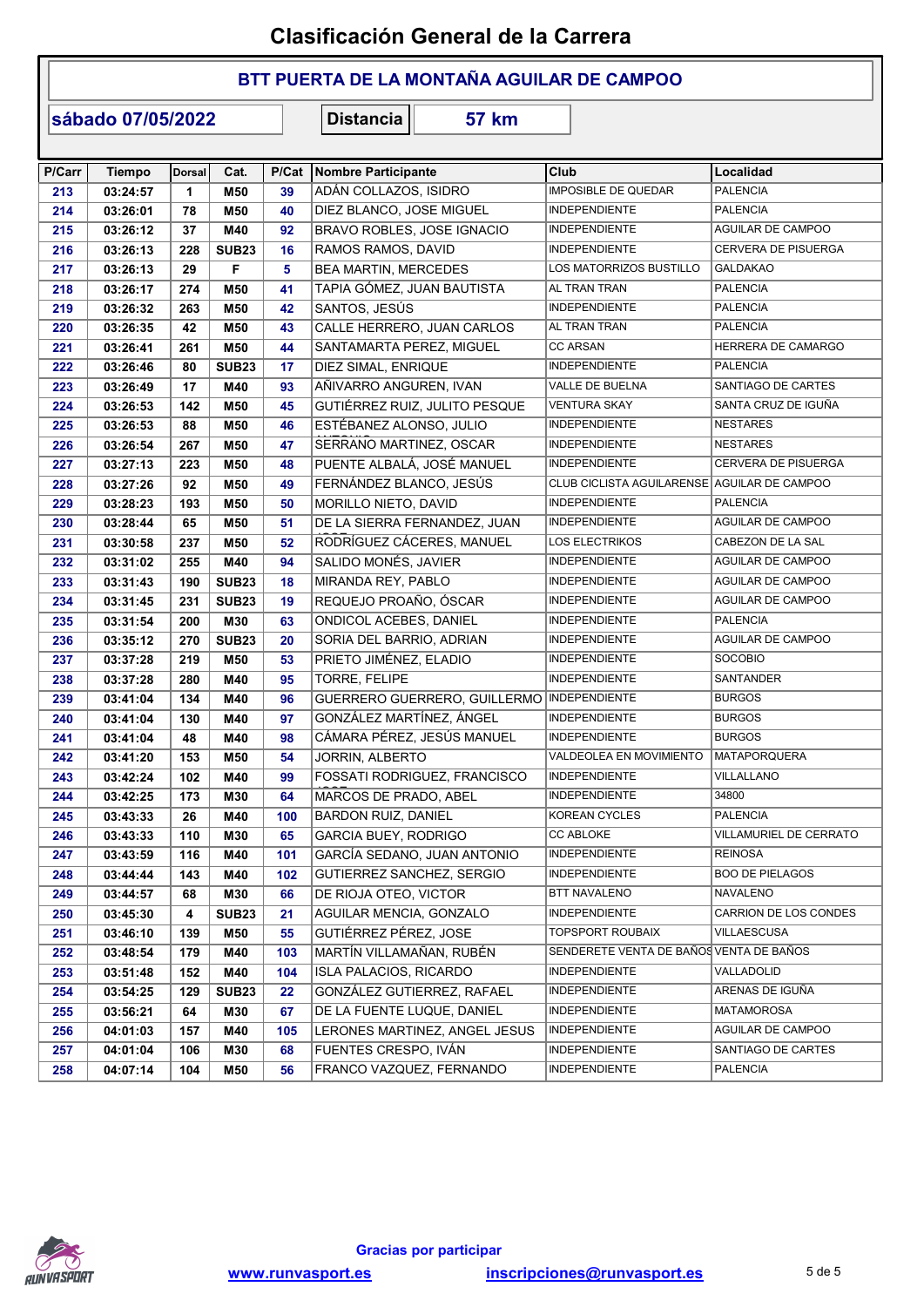# Clasificación General de la Carrera

## BTT PUERTA DE LA MONTAÑA AGUILAR DE CAMPOO

**sábado 07/05/2022** **Distancia** **57 km**

| P/Carr | Tiempo | Dorsal | Cat. | P/Cat | Nombre Participante | Club | Localidad |
|---|---|---|---|---|---|---|---|
| 213 | 03:24:57 | 1 | M50 | 39 | ADÁN COLLAZOS, ISIDRO | IMPOSIBLE DE QUEDAR | PALENCIA |
| 214 | 03:26:01 | 78 | M50 | 40 | DIEZ BLANCO, JOSE MIGUEL | INDEPENDIENTE | PALENCIA |
| 215 | 03:26:12 | 37 | M40 | 92 | BRAVO ROBLES, JOSE IGNACIO | INDEPENDIENTE | AGUILAR DE CAMPOO |
| 216 | 03:26:13 | 228 | SUB23 | 16 | RAMOS RAMOS, DAVID | INDEPENDIENTE | CERVERA DE PISUERGA |
| 217 | 03:26:13 | 29 | F | 5 | BEA MARTIN, MERCEDES | LOS MATORRIZOS BUSTILLO | GALDAKAO |
| 218 | 03:26:17 | 274 | M50 | 41 | TAPIA GÓMEZ, JUAN BAUTISTA | AL TRAN TRAN | PALENCIA |
| 219 | 03:26:32 | 263 | M50 | 42 | SANTOS, JESÚS | INDEPENDIENTE | PALENCIA |
| 220 | 03:26:35 | 42 | M50 | 43 | CALLE HERRERO, JUAN CARLOS | AL TRAN TRAN | PALENCIA |
| 221 | 03:26:41 | 261 | M50 | 44 | SANTAMARTA PEREZ, MIGUEL | CC ARSAN | HERRERA DE CAMARGO |
| 222 | 03:26:46 | 80 | SUB23 | 17 | DIEZ SIMAL, ENRIQUE | INDEPENDIENTE | PALENCIA |
| 223 | 03:26:49 | 17 | M40 | 93 | AÑIVARRO ANGUREN, IVAN | VALLE DE BUELNA | SANTIAGO DE CARTES |
| 224 | 03:26:53 | 142 | M50 | 45 | GUTIÉRREZ RUIZ, JULITO PESQUE | VENTURA SKAY | SANTA CRUZ DE IGUÑA |
| 225 | 03:26:53 | 88 | M50 | 46 | ESTÉBANEZ ALONSO, JULIO | INDEPENDIENTE | NESTARES |
| 226 | 03:26:54 | 267 | M50 | 47 | SERRANO MARTINEZ, OSCAR | INDEPENDIENTE | NESTARES |
| 227 | 03:27:13 | 223 | M50 | 48 | PUENTE ALBALÁ, JOSÉ MANUEL | INDEPENDIENTE | CERVERA DE PISUERGA |
| 228 | 03:27:26 | 92 | M50 | 49 | FERNÁNDEZ BLANCO, JESÚS | CLUB CICLISTA AGUILARENSE | AGUILAR DE CAMPOO |
| 229 | 03:28:23 | 193 | M50 | 50 | MORILLO NIETO, DAVID | INDEPENDIENTE | PALENCIA |
| 230 | 03:28:44 | 65 | M50 | 51 | DE LA SIERRA FERNANDEZ, JUAN | INDEPENDIENTE | AGUILAR DE CAMPOO |
| 231 | 03:30:58 | 237 | M50 | 52 | RODRÍGUEZ CÁCERES, MANUEL | LOS ELECTRIKOS | CABEZON DE LA SAL |
| 232 | 03:31:02 | 255 | M40 | 94 | SALIDO MONÉS, JAVIER | INDEPENDIENTE | AGUILAR DE CAMPOO |
| 233 | 03:31:43 | 190 | SUB23 | 18 | MIRANDA REY, PABLO | INDEPENDIENTE | AGUILAR DE CAMPOO |
| 234 | 03:31:45 | 231 | SUB23 | 19 | REQUEJO PROAÑO, ÓSCAR | INDEPENDIENTE | AGUILAR DE CAMPOO |
| 235 | 03:31:54 | 200 | M30 | 63 | ONDICOL ACEBES, DANIEL | INDEPENDIENTE | PALENCIA |
| 236 | 03:35:12 | 270 | SUB23 | 20 | SORIA DEL BARRIO, ADRIAN | INDEPENDIENTE | AGUILAR DE CAMPOO |
| 237 | 03:37:28 | 219 | M50 | 53 | PRIETO JIMÉNEZ, ELADIO | INDEPENDIENTE | SOCOBIO |
| 238 | 03:37:28 | 280 | M40 | 95 | TORRE, FELIPE | INDEPENDIENTE | SANTANDER |
| 239 | 03:41:04 | 134 | M40 | 96 | GUERRERO GUERRERO, GUILLERMO | INDEPENDIENTE | BURGOS |
| 240 | 03:41:04 | 130 | M40 | 97 | GONZÁLEZ MARTÍNEZ, ÁNGEL | INDEPENDIENTE | BURGOS |
| 241 | 03:41:04 | 48 | M40 | 98 | CÁMARA PÉREZ, JESÚS MANUEL | INDEPENDIENTE | BURGOS |
| 242 | 03:41:20 | 153 | M50 | 54 | JORRIN, ALBERTO | VALDEOLEA EN MOVIMIENTO | MATAPORQUERA |
| 243 | 03:42:24 | 102 | M40 | 99 | FOSSATI RODRIGUEZ, FRANCISCO | INDEPENDIENTE | VILLALLANO |
| 244 | 03:42:25 | 173 | M30 | 64 | MARCOS DE PRADO, ABEL | INDEPENDIENTE | 34800 |
| 245 | 03:43:33 | 26 | M40 | 100 | BARDON RUIZ, DANIEL | KOREAN CYCLES | PALENCIA |
| 246 | 03:43:33 | 110 | M30 | 65 | GARCIA BUEY, RODRIGO | CC ABLOKE | VILLAMURIEL DE CERRATO |
| 247 | 03:43:59 | 116 | M40 | 101 | GARCÍA SEDANO, JUAN ANTONIO | INDEPENDIENTE | REINOSA |
| 248 | 03:44:44 | 143 | M40 | 102 | GUTIERREZ SANCHEZ, SERGIO | INDEPENDIENTE | BOO DE PIELAGOS |
| 249 | 03:44:57 | 68 | M30 | 66 | DE RIOJA OTEO, VICTOR | BTT NAVALENO | NAVALENO |
| 250 | 03:45:30 | 4 | SUB23 | 21 | AGUILAR MENCIA, GONZALO | INDEPENDIENTE | CARRION DE LOS CONDES |
| 251 | 03:46:10 | 139 | M50 | 55 | GUTIÉRREZ PÉREZ, JOSE | TOPSPORT ROUBAIX | VILLAESCUSA |
| 252 | 03:48:54 | 179 | M40 | 103 | MARTÍN VILLAMAÑAN, RUBÉN | SENDERETE VENTA DE BAÑOS | VENTA DE BAÑOS |
| 253 | 03:51:48 | 152 | M40 | 104 | ISLA PALACIOS, RICARDO | INDEPENDIENTE | VALLADOLID |
| 254 | 03:54:25 | 129 | SUB23 | 22 | GONZÁLEZ GUTIERREZ, RAFAEL | INDEPENDIENTE | ARENAS DE IGUÑA |
| 255 | 03:56:21 | 64 | M30 | 67 | DE LA FUENTE LUQUE, DANIEL | INDEPENDIENTE | MATAMOROSA |
| 256 | 04:01:03 | 157 | M40 | 105 | LERONES MARTINEZ, ANGEL JESUS | INDEPENDIENTE | AGUILAR DE CAMPOO |
| 257 | 04:01:04 | 106 | M30 | 68 | FUENTES CRESPO, IVÁN | INDEPENDIENTE | SANTIAGO DE CARTES |
| 258 | 04:07:14 | 104 | M50 | 56 | FRANCO VAZQUEZ, FERNANDO | INDEPENDIENTE | PALENCIA |

Gracias por participar

www.runvasport.es inscripciones@runvasport.es